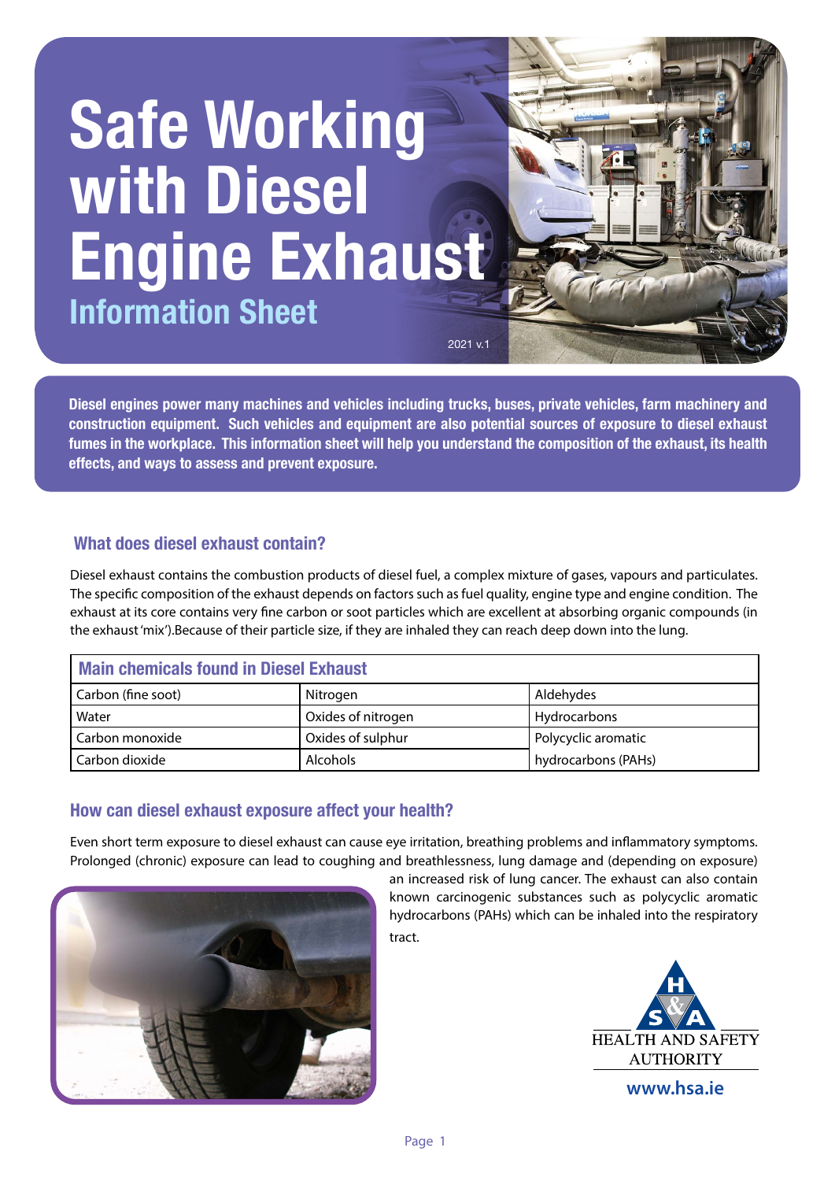# Safe Working with Diesel Engine Exhaust

## Information Sheet

2021 v.1

**Diesel engines power many machines and vehicles including trucks, buses, private vehicles, farm machinery and construction equipment. Such vehicles and equipment are also potential sources of exposure to diesel exhaust fumes in the workplace. This information sheet will help you understand the composition of the exhaust, its health effects, and ways to assess and prevent exposure.**

### What does diesel exhaust contain?

Diesel exhaust contains the combustion products of diesel fuel, a complex mixture of gases, vapours and particulates. The specific composition of the exhaust depends on factors such as fuel quality, engine type and engine condition. The exhaust at its core contains very fine carbon or soot particles which are excellent at absorbing organic compounds (in the exhaust 'mix').Because of their particle size, if they are inhaled they can reach deep down into the lung.

| Main chemicals found in Diesel Exhaust | | |
|---|---|---|
| Carbon (fine soot) | Nitrogen | Aldehydes |
| Water | Oxides of nitrogen | Hydrocarbons |
| Carbon monoxide | Oxides of sulphur | Polycyclic aromatic hydrocarbons (PAHs) |
| Carbon dioxide | Alcohols | |

### How can diesel exhaust exposure affect your health?

Even short term exposure to diesel exhaust can cause eye irritation, breathing problems and inflammatory symptoms. Prolonged (chronic) exposure can lead to coughing and breathlessness, lung damage and (depending on exposure) an increased risk of lung cancer. The exhaust can also contain known carcinogenic substances such as polycyclic aromatic hydrocarbons (PAHs) which can be inhaled into the respiratory tract.

HEALTH AND SAFETY AUTHORITY

www.hsa.ie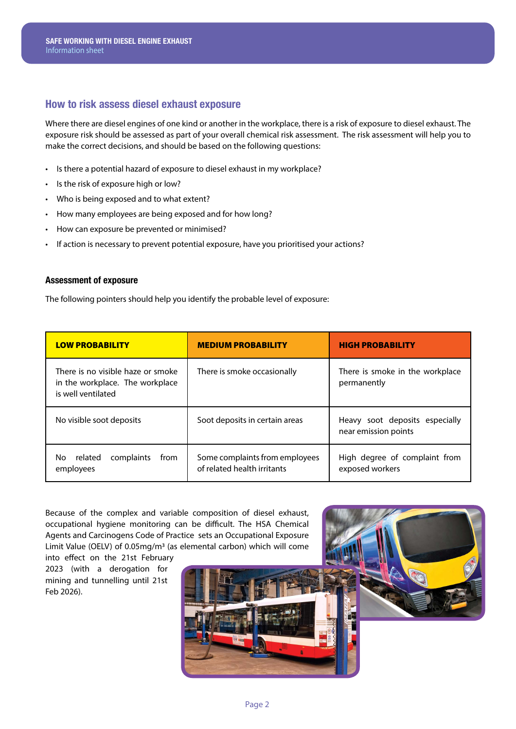## How to risk assess diesel exhaust exposure

Where there are diesel engines of one kind or another in the workplace, there is a risk of exposure to diesel exhaust. The exposure risk should be assessed as part of your overall chemical risk assessment. The risk assessment will help you to make the correct decisions, and should be based on the following questions:

- Is there a potential hazard of exposure to diesel exhaust in my workplace?
- Is the risk of exposure high or low?
- Who is being exposed and to what extent?
- How many employees are being exposed and for how long?
- How can exposure be prevented or minimised?
- If action is necessary to prevent potential exposure, have you prioritised your actions?

### Assessment of exposure

The following pointers should help you identify the probable level of exposure:

| LOW PROBABILITY | MEDIUM PROBABILITY | HIGH PROBABILITY |
|---|---|---|
| There is no visible haze or smoke in the workplace. The workplace is well ventilated | There is smoke occasionally | There is smoke in the workplace permanently |
| No visible soot deposits | Soot deposits in certain areas | Heavy soot deposits especially near emission points |
| No related complaints from employees | Some complaints from employees of related health irritants | High degree of complaint from exposed workers |

Because of the complex and variable composition of diesel exhaust, occupational hygiene monitoring can be difficult. The HSA Chemical Agents and Carcinogens Code of Practice sets an Occupational Exposure Limit Value (OELV) of 0.05mg/m³ (as elemental carbon) which will come into effect on the 21st February 2023 (with a derogation for mining and tunnelling until 21st Feb 2026).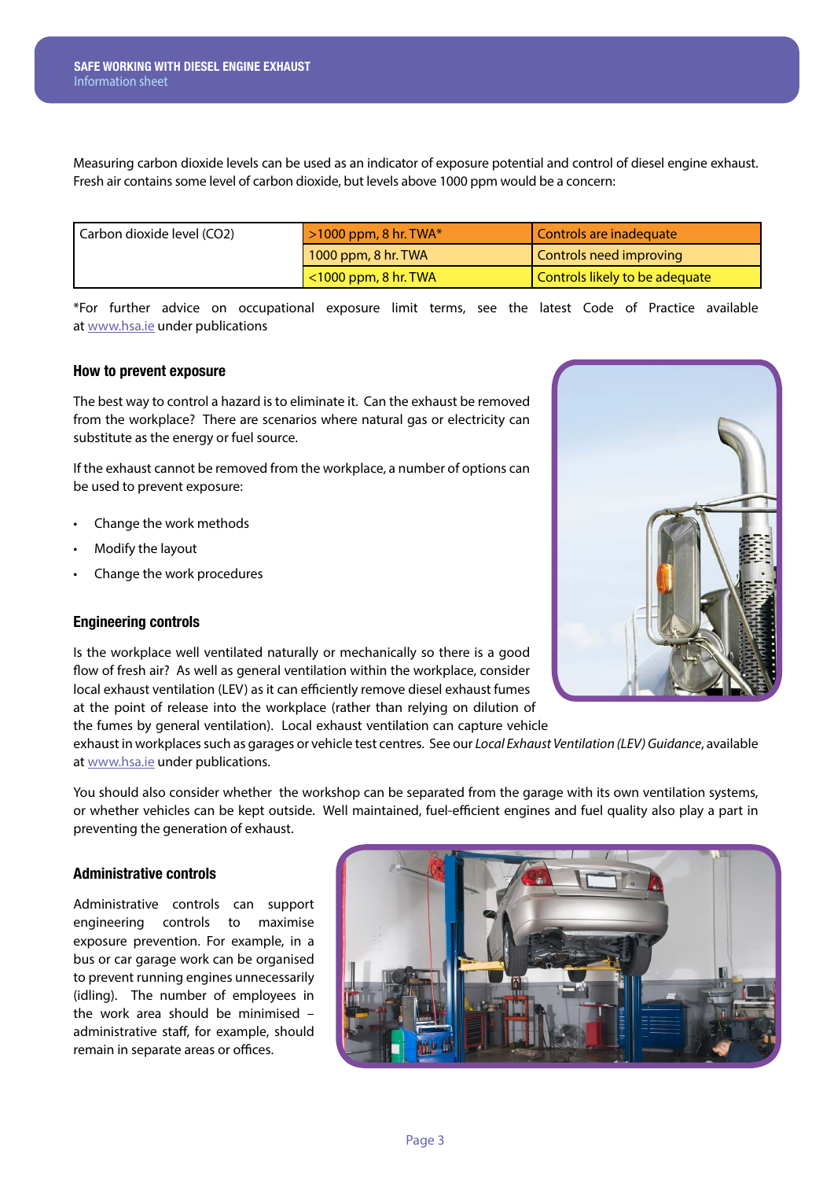Measuring carbon dioxide levels can be used as an indicator of exposure potential and control of diesel engine exhaust. Fresh air contains some level of carbon dioxide, but levels above 1000 ppm would be a concern:

| Carbon dioxide level (CO2) | >1000 ppm, 8 hr. TWA* | Controls are inadequate |
|---|---|---|
| | 1000 ppm, 8 hr. TWA | Controls need improving |
| | <1000 ppm, 8 hr. TWA | Controls likely to be adequate |

*For further advice on occupational exposure limit terms, see the latest Code of Practice available at www.hsa.ie under publications

### How to prevent exposure

The best way to control a hazard is to eliminate it. Can the exhaust be removed from the workplace? There are scenarios where natural gas or electricity can substitute as the energy or fuel source.

If the exhaust cannot be removed from the workplace, a number of options can be used to prevent exposure:

- Change the work methods
- Modify the layout
- Change the work procedures

### Engineering controls

Is the workplace well ventilated naturally or mechanically so there is a good flow of fresh air? As well as general ventilation within the workplace, consider local exhaust ventilation (LEV) as it can efficiently remove diesel exhaust fumes at the point of release into the workplace (rather than relying on dilution of the fumes by general ventilation). Local exhaust ventilation can capture vehicle exhaust in workplaces such as garages or vehicle test centres. See our *Local Exhaust Ventilation (LEV) Guidance*, available at www.hsa.ie under publications.

You should also consider whether the workshop can be separated from the garage with its own ventilation systems, or whether vehicles can be kept outside. Well maintained, fuel-efficient engines and fuel quality also play a part in preventing the generation of exhaust.

### Administrative controls

Administrative controls can support engineering controls to maximise exposure prevention. For example, in a bus or car garage work can be organised to prevent running engines unnecessarily (idling). The number of employees in the work area should be minimised – administrative staff, for example, should remain in separate areas or offices.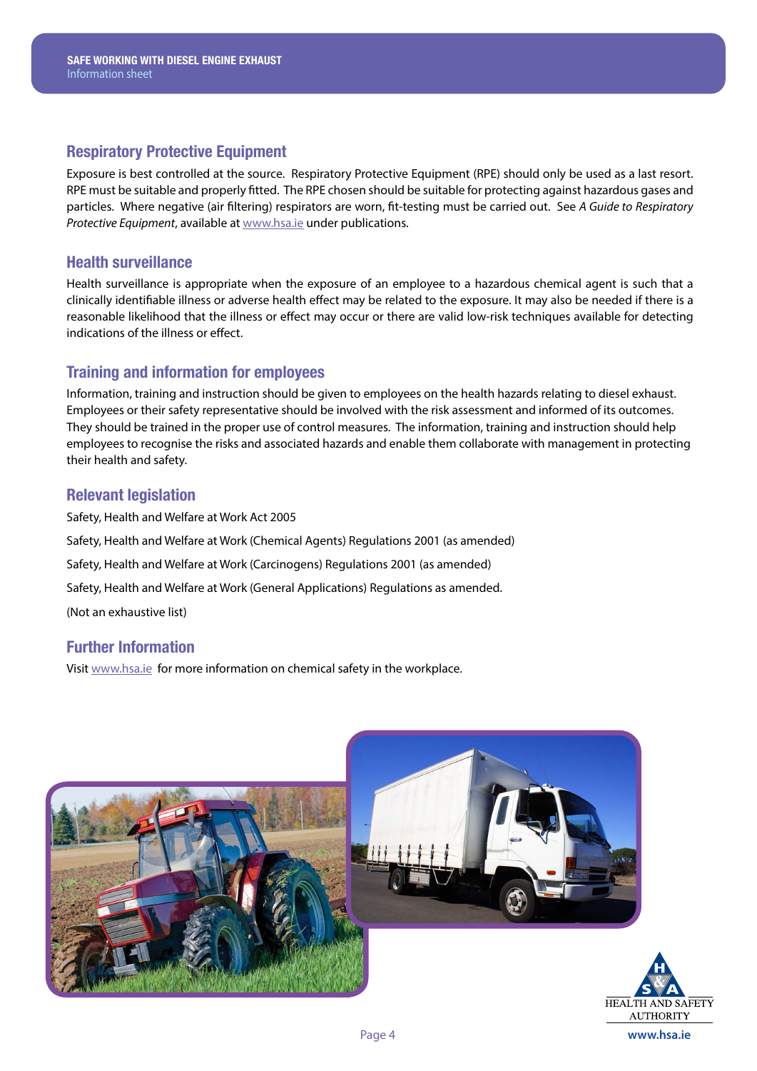## Respiratory Protective Equipment

Exposure is best controlled at the source. Respiratory Protective Equipment (RPE) should only be used as a last resort. RPE must be suitable and properly fitted. The RPE chosen should be suitable for protecting against hazardous gases and particles. Where negative (air filtering) respirators are worn, fit-testing must be carried out. See *A Guide to Respiratory Protective Equipment*, available at www.hsa.ie under publications.

## Health surveillance

Health surveillance is appropriate when the exposure of an employee to a hazardous chemical agent is such that a clinically identifiable illness or adverse health effect may be related to the exposure. It may also be needed if there is a reasonable likelihood that the illness or effect may occur or there are valid low-risk techniques available for detecting indications of the illness or effect.

## Training and information for employees

Information, training and instruction should be given to employees on the health hazards relating to diesel exhaust. Employees or their safety representative should be involved with the risk assessment and informed of its outcomes. They should be trained in the proper use of control measures. The information, training and instruction should help employees to recognise the risks and associated hazards and enable them collaborate with management in protecting their health and safety.

## Relevant legislation

Safety, Health and Welfare at Work Act 2005

Safety, Health and Welfare at Work (Chemical Agents) Regulations 2001 (as amended)

Safety, Health and Welfare at Work (Carcinogens) Regulations 2001 (as amended)

Safety, Health and Welfare at Work (General Applications) Regulations as amended.

(Not an exhaustive list)

## Further Information

Visit www.hsa.ie for more information on chemical safety in the workplace.